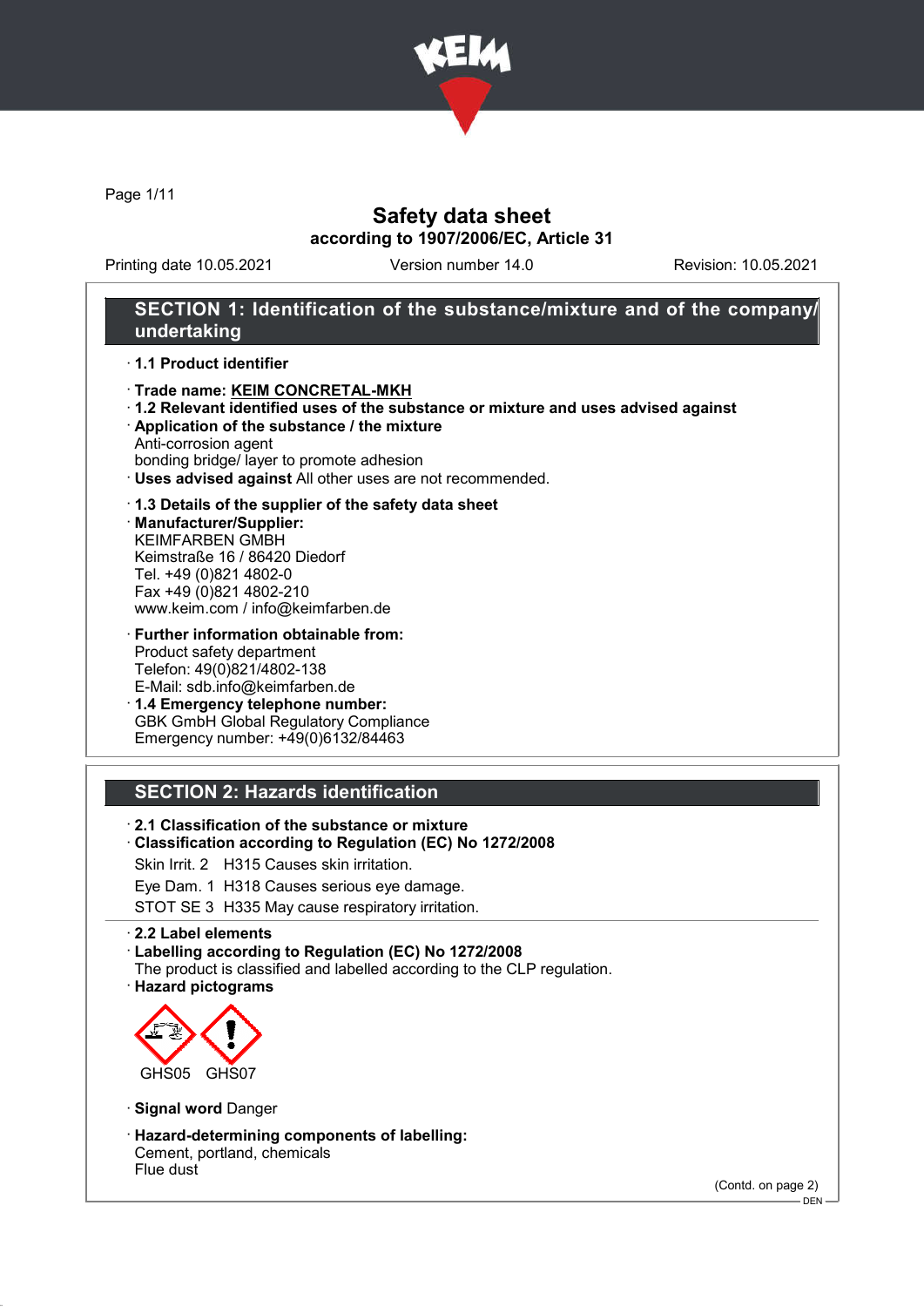# Safety data sheet
## according to 1907/2006/EC, Article 31

Printing date 10.05.2021 Version number 14.0 Revision: 10.05.2021

## SECTION 1: Identification of the substance/mixture and of the company/undertaking

· **1.1 Product identifier**

· **Trade name: KEIM CONCRETAL-MKH**
· **1.2 Relevant identified uses of the substance or mixture and uses advised against**
· **Application of the substance / the mixture**
Anti-corrosion agent
bonding bridge/ layer to promote adhesion
· **Uses advised against** All other uses are not recommended.

· **1.3 Details of the supplier of the safety data sheet**
· **Manufacturer/Supplier:**
KEIMFARBEN GMBH
Keimstraße 16 / 86420 Diedorf
Tel. +49 (0)821 4802-0
Fax +49 (0)821 4802-210
www.keim.com / info@keimfarben.de

· **Further information obtainable from:**
Product safety department
Telefon: 49(0)821/4802-138
E-Mail: sdb.info@keimfarben.de
· **1.4 Emergency telephone number:**
GBK GmbH Global Regulatory Compliance
Emergency number: +49(0)6132/84463

## SECTION 2: Hazards identification

· **2.1 Classification of the substance or mixture**
· **Classification according to Regulation (EC) No 1272/2008**

Skin Irrit. 2 H315 Causes skin irritation.

Eye Dam. 1 H318 Causes serious eye damage.

STOT SE 3 H335 May cause respiratory irritation.

· **2.2 Label elements**
· **Labelling according to Regulation (EC) No 1272/2008**
The product is classified and labelled according to the CLP regulation.
· **Hazard pictograms**

GHS05 GHS07

· **Signal word** Danger

· **Hazard-determining components of labelling:**
Cement, portland, chemicals
Flue dust

(Contd. on page 2)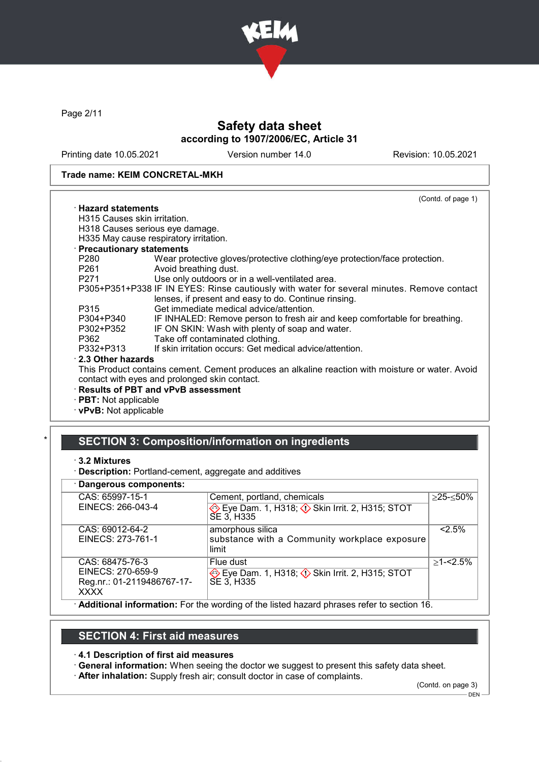# Safety data sheet

**according to 1907/2006/EC, Article 31**

Printing date 10.05.2021    Version number 14.0    Revision: 10.05.2021

**Trade name: KEIM CONCRETAL-MKH**

(Contd. of page 1)

· **Hazard statements**
H315 Causes skin irritation.
H318 Causes serious eye damage.
H335 May cause respiratory irritation.

· **Precautionary statements**

| | |
|---|---|
| P280 | Wear protective gloves/protective clothing/eye protection/face protection. |
| P261 | Avoid breathing dust. |
| P271 | Use only outdoors or in a well-ventilated area. |
| P305+P351+P338 | IF IN EYES: Rinse cautiously with water for several minutes. Remove contact lenses, if present and easy to do. Continue rinsing. |
| P315 | Get immediate medical advice/attention. |
| P304+P340 | IF INHALED: Remove person to fresh air and keep comfortable for breathing. |
| P302+P352 | IF ON SKIN: Wash with plenty of soap and water. |
| P362 | Take off contaminated clothing. |
| P332+P313 | If skin irritation occurs: Get medical advice/attention. |

· **2.3 Other hazards**
This Product contains cement. Cement produces an alkaline reaction with moisture or water. Avoid contact with eyes and prolonged skin contact.

· **Results of PBT and vPvB assessment**
· **PBT:** Not applicable
· **vPvB:** Not applicable

## SECTION 3: Composition/information on ingredients

· **3.2 Mixtures**
· **Description:** Portland-cement, aggregate and additives

· **Dangerous components:**

| | | |
|---|---|---|
| CAS: 65997-15-1<br>EINECS: 266-043-4 | Cement, portland, chemicals<br>Eye Dam. 1, H318; Skin Irrit. 2, H315; STOT SE 3, H335 | ≥25-≤50% |
| CAS: 69012-64-2<br>EINECS: 273-761-1 | amorphous silica<br>substance with a Community workplace exposure limit | <2.5% |
| CAS: 68475-76-3<br>EINECS: 270-659-9<br>Reg.nr.: 01-2119486767-17-XXXX | Flue dust<br>Eye Dam. 1, H318; Skin Irrit. 2, H315; STOT SE 3, H335 | ≥1-<2.5% |

· **Additional information:** For the wording of the listed hazard phrases refer to section 16.

## SECTION 4: First aid measures

· **4.1 Description of first aid measures**
· **General information:** When seeing the doctor we suggest to present this safety data sheet.
· **After inhalation:** Supply fresh air; consult doctor in case of complaints.

(Contd. on page 3)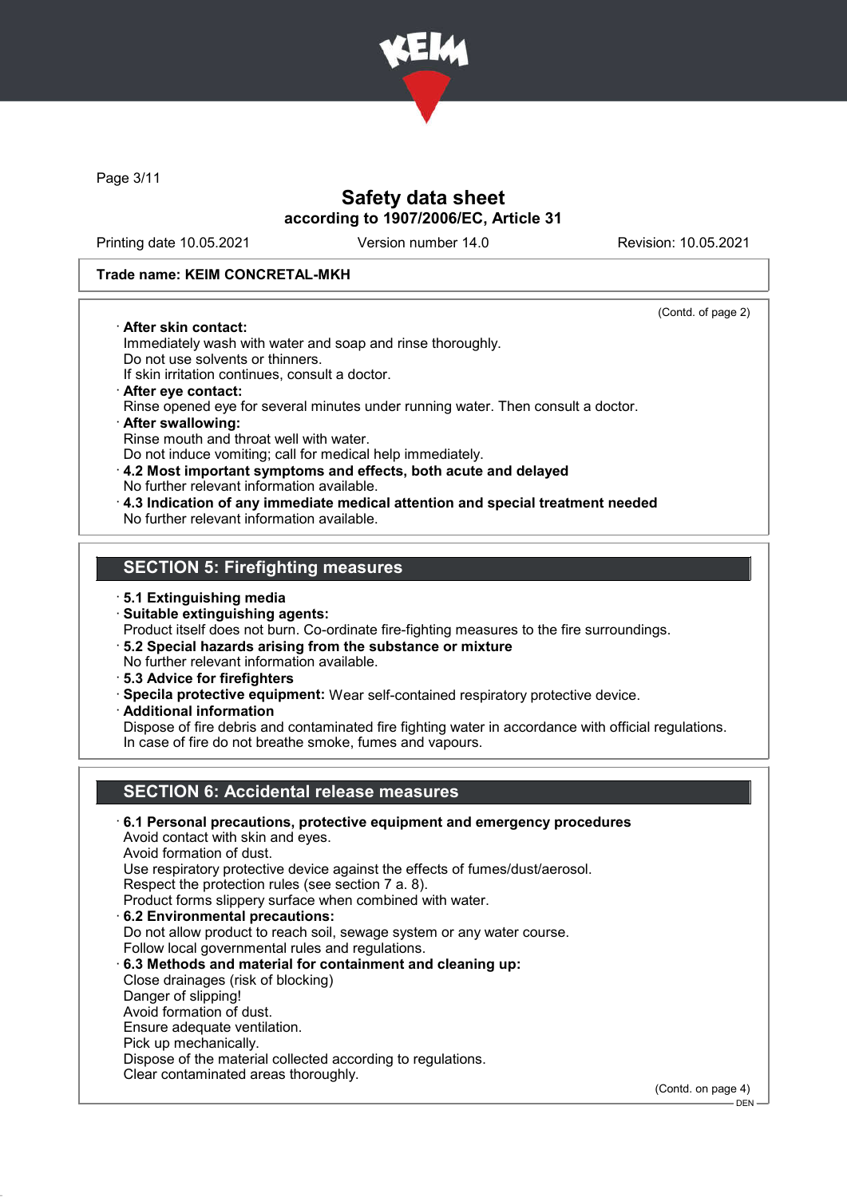**Trade name: KEIM CONCRETAL-MKH**

(Contd. of page 2)

· **After skin contact:**
Immediately wash with water and soap and rinse thoroughly.
Do not use solvents or thinners.
If skin irritation continues, consult a doctor.

· **After eye contact:**
Rinse opened eye for several minutes under running water. Then consult a doctor.

· **After swallowing:**
Rinse mouth and throat well with water.
Do not induce vomiting; call for medical help immediately.

· **4.2 Most important symptoms and effects, both acute and delayed**
No further relevant information available.

· **4.3 Indication of any immediate medical attention and special treatment needed**
No further relevant information available.

## SECTION 5: Firefighting measures

· **5.1 Extinguishing media**

· **Suitable extinguishing agents:**
Product itself does not burn. Co-ordinate fire-fighting measures to the fire surroundings.

· **5.2 Special hazards arising from the substance or mixture**
No further relevant information available.

· **5.3 Advice for firefighters**

· **Specila protective equipment:** Wear self-contained respiratory protective device.

· **Additional information**
Dispose of fire debris and contaminated fire fighting water in accordance with official regulations.
In case of fire do not breathe smoke, fumes and vapours.

## SECTION 6: Accidental release measures

· **6.1 Personal precautions, protective equipment and emergency procedures**
Avoid contact with skin and eyes.
Avoid formation of dust.
Use respiratory protective device against the effects of fumes/dust/aerosol.
Respect the protection rules (see section 7 a. 8).
Product forms slippery surface when combined with water.

· **6.2 Environmental precautions:**
Do not allow product to reach soil, sewage system or any water course.
Follow local governmental rules and regulations.

· **6.3 Methods and material for containment and cleaning up:**
Close drainages (risk of blocking)
Danger of slipping!
Avoid formation of dust.
Ensure adequate ventilation.
Pick up mechanically.
Dispose of the material collected according to regulations.
Clear contaminated areas thoroughly.

(Contd. on page 4)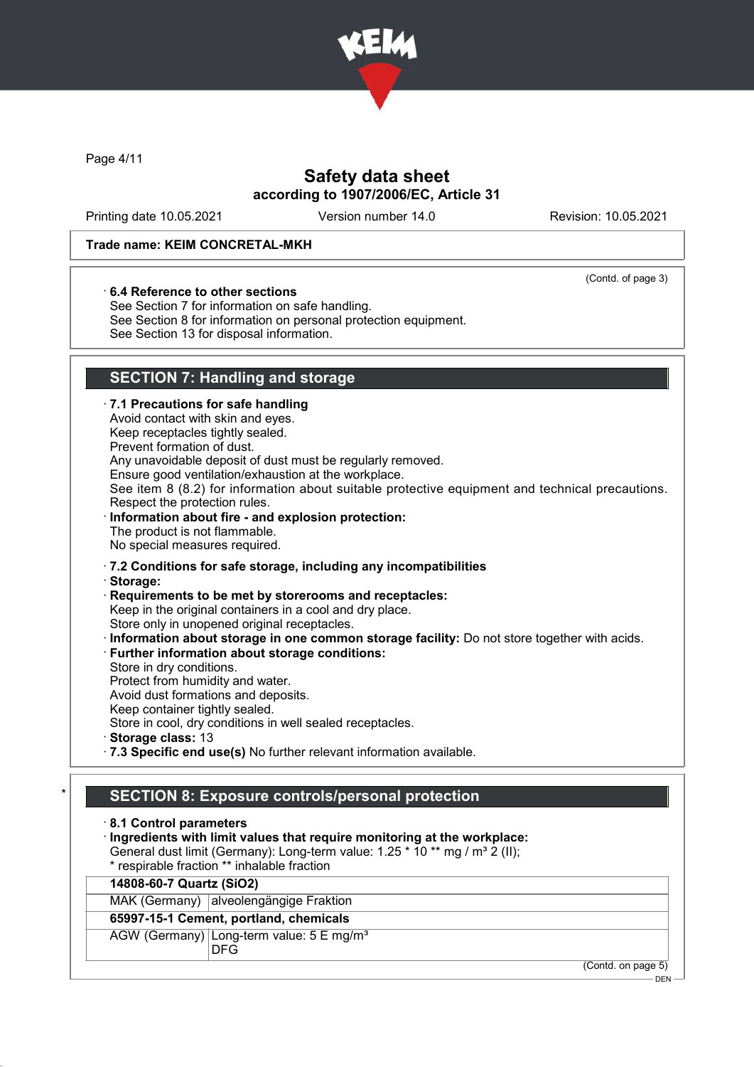Trade name: KEIM CONCRETAL-MKH

(Contd. of page 3)

· **6.4 Reference to other sections**
See Section 7 for information on safe handling.
See Section 8 for information on personal protection equipment.
See Section 13 for disposal information.

## SECTION 7: Handling and storage

· **7.1 Precautions for safe handling**
Avoid contact with skin and eyes.
Keep receptacles tightly sealed.
Prevent formation of dust.
Any unavoidable deposit of dust must be regularly removed.
Ensure good ventilation/exhaustion at the workplace.
See item 8 (8.2) for information about suitable protective equipment and technical precautions.
Respect the protection rules.

· **Information about fire - and explosion protection:**
The product is not flammable.
No special measures required.

· **7.2 Conditions for safe storage, including any incompatibilities**
· **Storage:**
· **Requirements to be met by storerooms and receptacles:**
Keep in the original containers in a cool and dry place.
Store only in unopened original receptacles.
· **Information about storage in one common storage facility:** Do not store together with acids.
· **Further information about storage conditions:**
Store in dry conditions.
Protect from humidity and water.
Avoid dust formations and deposits.
Keep container tightly sealed.
Store in cool, dry conditions in well sealed receptacles.
· **Storage class:** 13
· **7.3 Specific end use(s)** No further relevant information available.

## * SECTION 8: Exposure controls/personal protection

· **8.1 Control parameters**
· **Ingredients with limit values that require monitoring at the workplace:**
General dust limit (Germany): Long-term value: 1.25 * 10 ** mg / m³ 2 (II);
* respirable fraction ** inhalable fraction

| **14808-60-7 Quartz ($SiO_2$)** | |
|---|---|
| MAK (Germany) | alveolengängige Fraktion |
| **65997-15-1 Cement, portland, chemicals** | |
| AGW (Germany) | Long-term value: 5 E mg/m³<br>DFG |

(Contd. on page 5)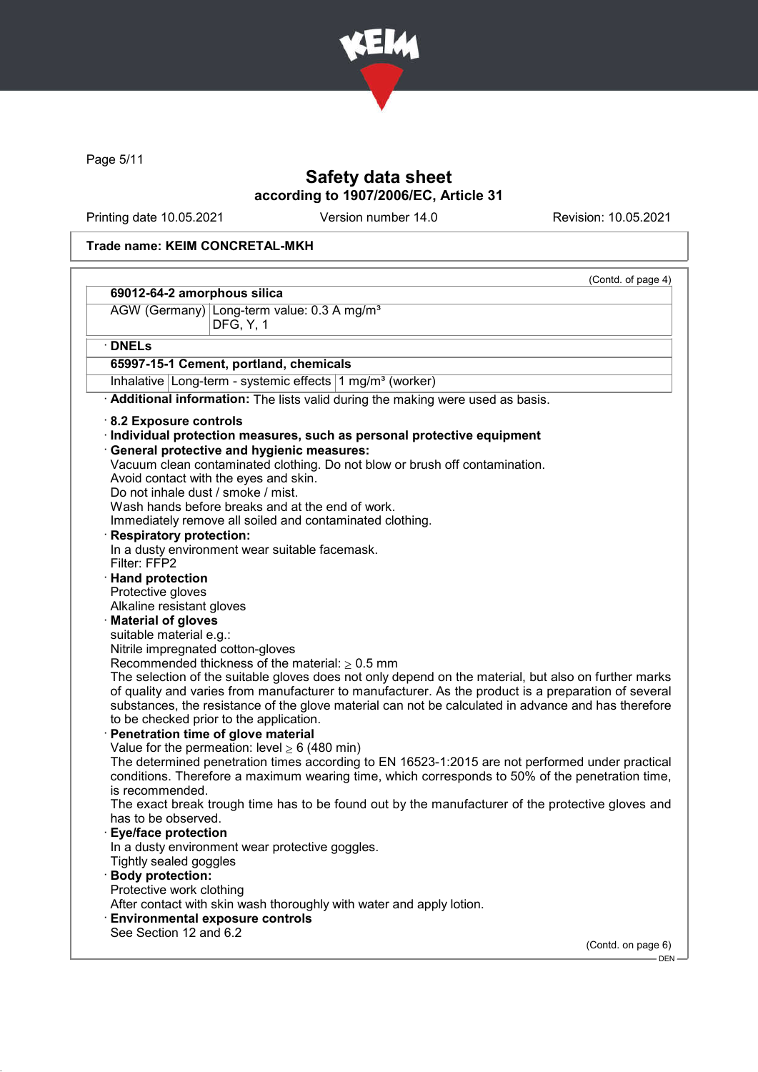**Safety data sheet**
**according to 1907/2006/EC, Article 31**

Printing date 10.05.2021 Version number 14.0 Revision: 10.05.2021

**Trade name: KEIM CONCRETAL-MKH**

(Contd. of page 4)

| **69012-64-2 amorphous silica** | |
|---|---|
| AGW (Germany) | Long-term value: 0.3 A mg/m³<br>DFG, Y, 1 |

· **DNELs**

| **65997-15-1 Cement, portland, chemicals** | | |
|---|---|---|
| Inhalative | Long-term - systemic effects | 1 mg/m³ (worker) |

· **Additional information:** The lists valid during the making were used as basis.

· **8.2 Exposure controls**
· **Individual protection measures, such as personal protective equipment**
· **General protective and hygienic measures:**
Vacuum clean contaminated clothing. Do not blow or brush off contamination.
Avoid contact with the eyes and skin.
Do not inhale dust / smoke / mist.
Wash hands before breaks and at the end of work.
Immediately remove all soiled and contaminated clothing.
· **Respiratory protection:**
In a dusty environment wear suitable facemask.
Filter: FFP2
· **Hand protection**
Protective gloves
Alkaline resistant gloves
· **Material of gloves**
suitable material e.g.:
Nitrile impregnated cotton-gloves
Recommended thickness of the material: ≥ 0.5 mm
The selection of the suitable gloves does not only depend on the material, but also on further marks of quality and varies from manufacturer to manufacturer. As the product is a preparation of several substances, the resistance of the glove material can not be calculated in advance and has therefore to be checked prior to the application.
· **Penetration time of glove material**
Value for the permeation: level ≥ 6 (480 min)
The determined penetration times according to EN 16523-1:2015 are not performed under practical conditions. Therefore a maximum wearing time, which corresponds to 50% of the penetration time, is recommended.
The exact break trough time has to be found out by the manufacturer of the protective gloves and has to be observed.
· **Eye/face protection**
In a dusty environment wear protective goggles.
Tightly sealed goggles
· **Body protection:**
Protective work clothing
After contact with skin wash thoroughly with water and apply lotion.
· **Environmental exposure controls**
See Section 12 and 6.2

(Contd. on page 6)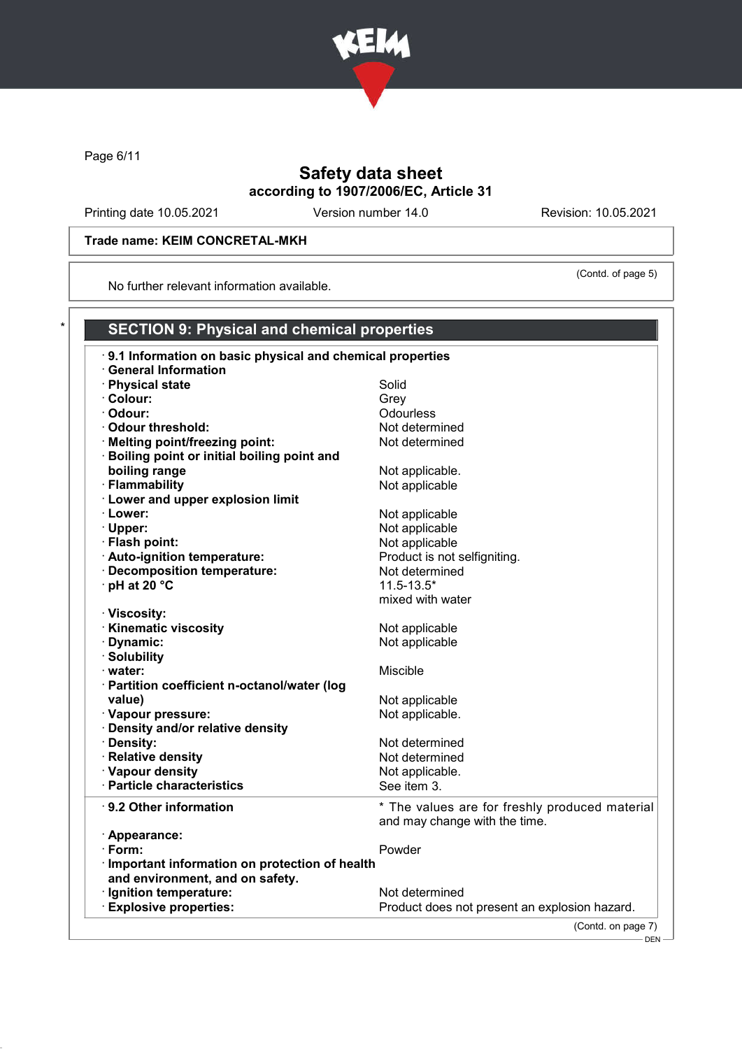Trade name: KEIM CONCRETAL-MKH

(Contd. of page 5)

No further relevant information available.

## SECTION 9: Physical and chemical properties

| | |
|---|---|
| **9.1 Information on basic physical and chemical properties** | |
| **General Information** | |
| **Physical state** | Solid |
| **Colour:** | Grey |
| **Odour:** | Odourless |
| **Odour threshold:** | Not determined |
| **Melting point/freezing point:** | Not determined |
| **Boiling point or initial boiling point and boiling range** | Not applicable. |
| **Flammability** | Not applicable |
| **Lower and upper explosion limit** | |
| **Lower:** | Not applicable |
| **Upper:** | Not applicable |
| **Flash point:** | Not applicable |
| **Auto-ignition temperature:** | Product is not selfigniting. |
| **Decomposition temperature:** | Not determined |
| **pH at 20 °C** | 11.5-13.5* mixed with water |
| **Viscosity:** | |
| **Kinematic viscosity** | Not applicable |
| **Dynamic:** | Not applicable |
| **Solubility** | |
| **water:** | Miscible |
| **Partition coefficient n-octanol/water (log value)** | Not applicable |
| **Vapour pressure:** | Not applicable. |
| **Density and/or relative density** | |
| **Density:** | Not determined |
| **Relative density** | Not determined |
| **Vapour density** | Not applicable. |
| **Particle characteristics** | See item 3. |
| **9.2 Other information** | * The values are for freshly produced material and may change with the time. |
| **Appearance:** | |
| **Form:** | Powder |
| **Important information on protection of health and environment, and on safety.** | |
| **Ignition temperature:** | Not determined |
| **Explosive properties:** | Product does not present an explosion hazard. |

(Contd. on page 7)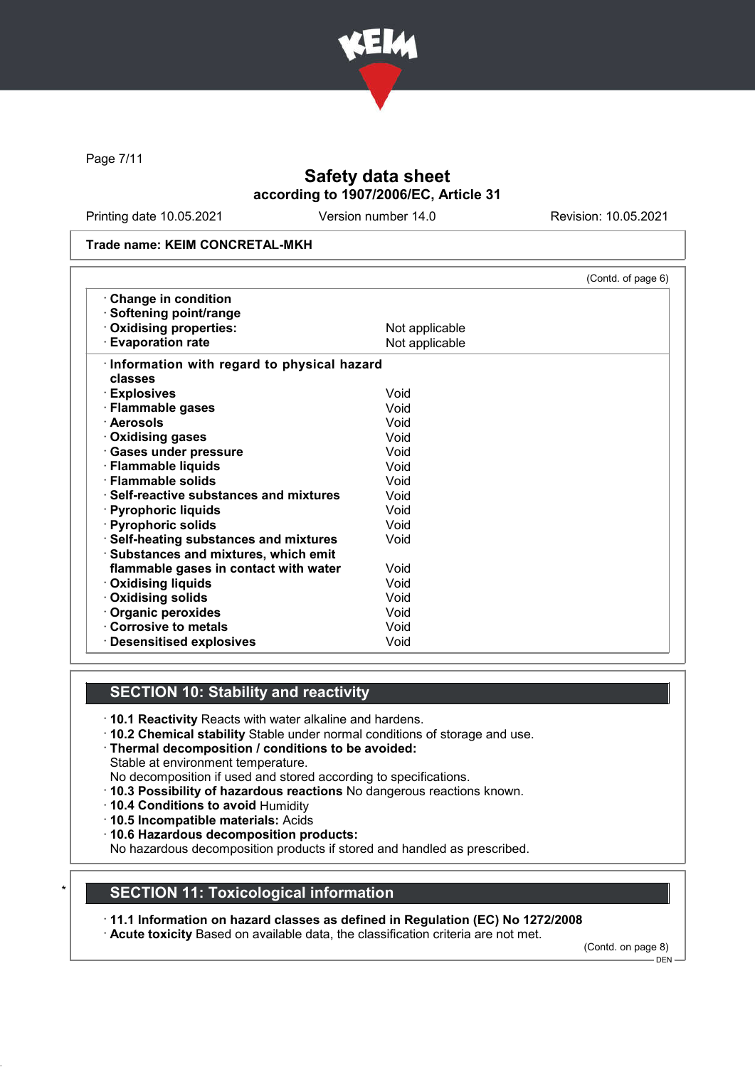Trade name: KEIM CONCRETAL-MKH

(Contd. of page 6)

| | |
|---|---|
| · **Change in condition** | |
| · **Softening point/range** | |
| · **Oxidising properties:** | Not applicable |
| · **Evaporation rate** | Not applicable |
| · **Information with regard to physical hazard classes** | |
| · **Explosives** | Void |
| · **Flammable gases** | Void |
| · **Aerosols** | Void |
| · **Oxidising gases** | Void |
| · **Gases under pressure** | Void |
| · **Flammable liquids** | Void |
| · **Flammable solids** | Void |
| · **Self-reactive substances and mixtures** | Void |
| · **Pyrophoric liquids** | Void |
| · **Pyrophoric solids** | Void |
| · **Self-heating substances and mixtures** | Void |
| · **Substances and mixtures, which emit flammable gases in contact with water** | Void |
| · **Oxidising liquids** | Void |
| · **Oxidising solids** | Void |
| · **Organic peroxides** | Void |
| · **Corrosive to metals** | Void |
| · **Desensitised explosives** | Void |

## SECTION 10: Stability and reactivity

· **10.1 Reactivity** Reacts with water alkaline and hardens.
· **10.2 Chemical stability** Stable under normal conditions of storage and use.
· **Thermal decomposition / conditions to be avoided:**
Stable at environment temperature.
No decomposition if used and stored according to specifications.
· **10.3 Possibility of hazardous reactions** No dangerous reactions known.
· **10.4 Conditions to avoid** Humidity
· **10.5 Incompatible materials:** Acids
· **10.6 Hazardous decomposition products:**
No hazardous decomposition products if stored and handled as prescribed.

## * SECTION 11: Toxicological information

· **11.1 Information on hazard classes as defined in Regulation (EC) No 1272/2008**
· **Acute toxicity** Based on available data, the classification criteria are not met.

(Contd. on page 8)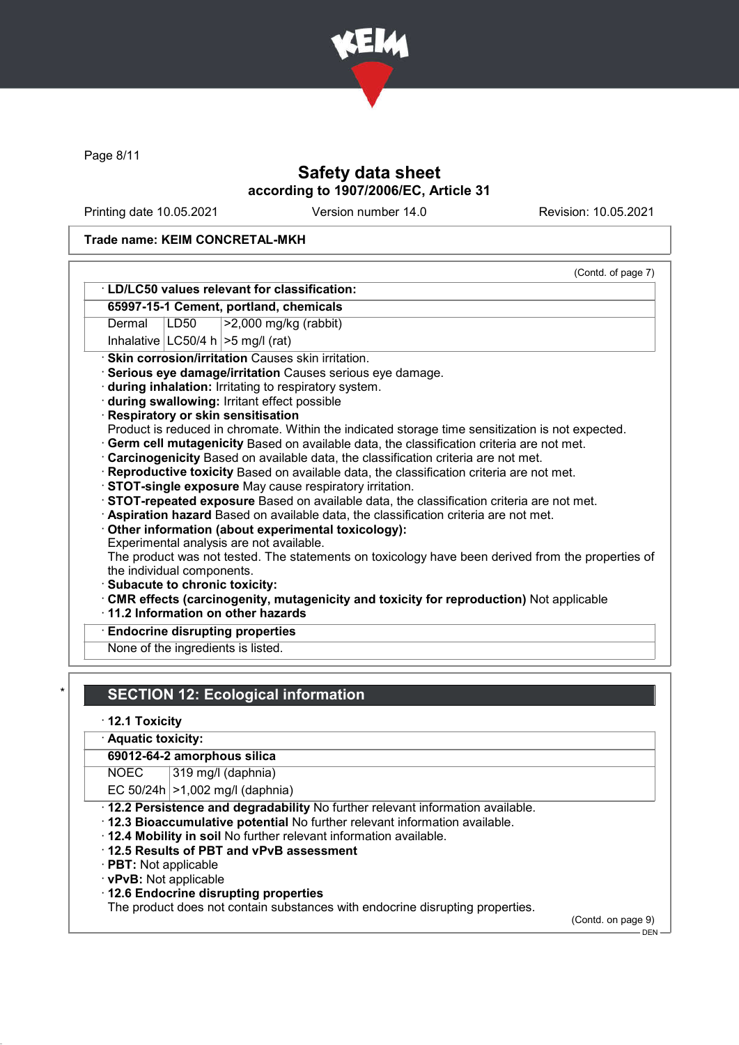Trade name: KEIM CONCRETAL-MKH

(Contd. of page 7)

· **LD/LC50 values relevant for classification:**

| **65997-15-1 Cement, portland, chemicals** | | |
|---|---|---|
| Dermal | LD50 | >2,000 mg/kg (rabbit) |
| Inhalative | LC50/4 h | >5 mg/l (rat) |

· **Skin corrosion/irritation** Causes skin irritation.
· **Serious eye damage/irritation** Causes serious eye damage.
· **during inhalation:** Irritating to respiratory system.
· **during swallowing:** Irritant effect possible
· **Respiratory or skin sensitisation**
Product is reduced in chromate. Within the indicated storage time sensitization is not expected.
· **Germ cell mutagenicity** Based on available data, the classification criteria are not met.
· **Carcinogenicity** Based on available data, the classification criteria are not met.
· **Reproductive toxicity** Based on available data, the classification criteria are not met.
· **STOT-single exposure** May cause respiratory irritation.
· **STOT-repeated exposure** Based on available data, the classification criteria are not met.
· **Aspiration hazard** Based on available data, the classification criteria are not met.
· **Other information (about experimental toxicology):**
Experimental analysis are not available.
The product was not tested. The statements on toxicology have been derived from the properties of the individual components.
· **Subacute to chronic toxicity:**
· **CMR effects (carcinogenity, mutagenicity and toxicity for reproduction)** Not applicable
· **11.2 Information on other hazards**

· **Endocrine disrupting properties**
None of the ingredients is listed.

## SECTION 12: Ecological information

· **12.1 Toxicity**

· **Aquatic toxicity:**

| **69012-64-2 amorphous silica** | |
|---|---|
| NOEC | 319 mg/l (daphnia) |
| EC 50/24h | >1,002 mg/l (daphnia) |

· **12.2 Persistence and degradability** No further relevant information available.
· **12.3 Bioaccumulative potential** No further relevant information available.
· **12.4 Mobility in soil** No further relevant information available.
· **12.5 Results of PBT and vPvB assessment**
· **PBT:** Not applicable
· **vPvB:** Not applicable
· **12.6 Endocrine disrupting properties**
The product does not contain substances with endocrine disrupting properties.

(Contd. on page 9)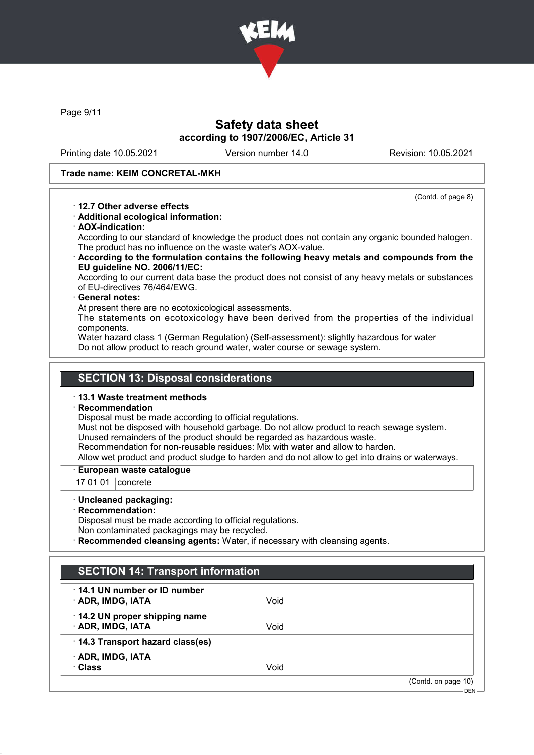Trade name: KEIM CONCRETAL-MKH

(Contd. of page 8)

· **12.7 Other adverse effects**
· **Additional ecological information:**
· **AOX-indication:**
According to our standard of knowledge the product does not contain any organic bounded halogen. The product has no influence on the waste water's AOX-value.
· **According to the formulation contains the following heavy metals and compounds from the EU guideline NO. 2006/11/EC:**
According to our current data base the product does not consist of any heavy metals or substances of EU-directives 76/464/EWG.
· **General notes:**
At present there are no ecotoxicological assessments.
The statements on ecotoxicology have been derived from the properties of the individual components.
Water hazard class 1 (German Regulation) (Self-assessment): slightly hazardous for water
Do not allow product to reach ground water, water course or sewage system.

## SECTION 13: Disposal considerations

· **13.1 Waste treatment methods**
· **Recommendation**
Disposal must be made according to official regulations.
Must not be disposed with household garbage. Do not allow product to reach sewage system.
Unused remainders of the product should be regarded as hazardous waste.
Recommendation for non-reusable residues: Mix with water and allow to harden.
Allow wet product and product sludge to harden and do not allow to get into drains or waterways.

| · European waste catalogue | |
|---|---|
| 17 01 01 | concrete |

· **Uncleaned packaging:**
· **Recommendation:**
Disposal must be made according to official regulations.
Non contaminated packagings may be recycled.
· **Recommended cleansing agents:** Water, if necessary with cleansing agents.

## SECTION 14: Transport information

| · **14.1 UN number or ID number** | |
|---|---|
| · **ADR, IMDG, IATA** | Void |
| · **14.2 UN proper shipping name** | |
| · **ADR, IMDG, IATA** | Void |
| · **14.3 Transport hazard class(es)** | |
| · **ADR, IMDG, IATA** | |
| · **Class** | Void |

(Contd. on page 10)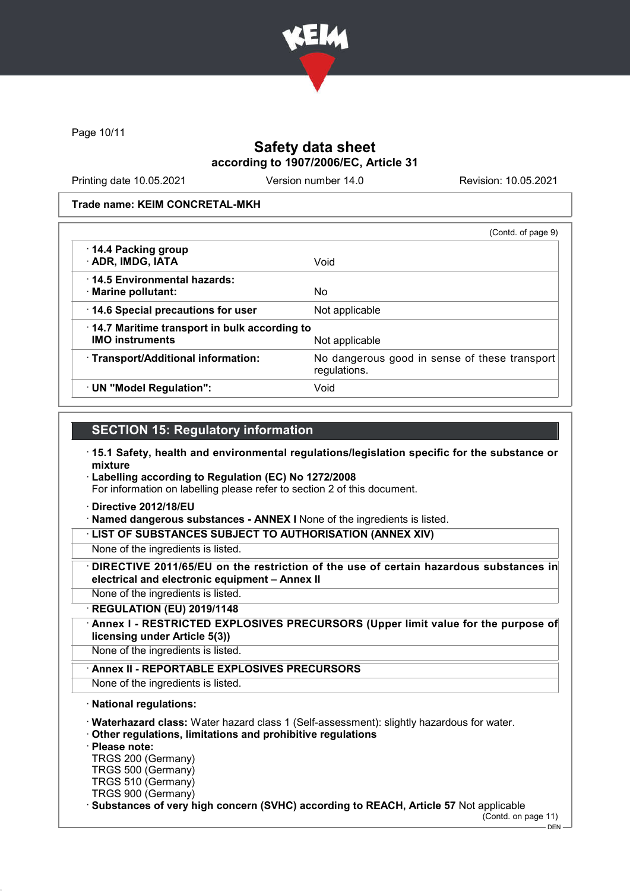# Safety data sheet

**according to 1907/2006/EC, Article 31**

Printing date 10.05.2021 Version number 14.0 Revision: 10.05.2021

**Trade name: KEIM CONCRETAL-MKH**

(Contd. of page 9)

| | |
|---|---|
| · **14.4 Packing group**<br>· **ADR, IMDG, IATA** | Void |
| · **14.5 Environmental hazards:**<br>· **Marine pollutant:** | No |
| · **14.6 Special precautions for user** | Not applicable |
| · **14.7 Maritime transport in bulk according to IMO instruments** | Not applicable |
| · **Transport/Additional information:** | No dangerous good in sense of these transport regulations. |
| · **UN "Model Regulation":** | Void |

## SECTION 15: Regulatory information

· **15.1 Safety, health and environmental regulations/legislation specific for the substance or mixture**

· **Labelling according to Regulation (EC) No 1272/2008**
For information on labelling please refer to section 2 of this document.

· **Directive 2012/18/EU**

· **Named dangerous substances - ANNEX I** None of the ingredients is listed.

· **LIST OF SUBSTANCES SUBJECT TO AUTHORISATION (ANNEX XIV)**
None of the ingredients is listed.

· **DIRECTIVE 2011/65/EU on the restriction of the use of certain hazardous substances in electrical and electronic equipment – Annex II**
None of the ingredients is listed.

· **REGULATION (EU) 2019/1148**

· **Annex I - RESTRICTED EXPLOSIVES PRECURSORS (Upper limit value for the purpose of licensing under Article 5(3))**
None of the ingredients is listed.

· **Annex II - REPORTABLE EXPLOSIVES PRECURSORS**
None of the ingredients is listed.

· **National regulations:**

· **Waterhazard class:** Water hazard class 1 (Self-assessment): slightly hazardous for water.

· **Other regulations, limitations and prohibitive regulations**

· **Please note:**
TRGS 200 (Germany)
TRGS 500 (Germany)
TRGS 510 (Germany)
TRGS 900 (Germany)

· **Substances of very high concern (SVHC) according to REACH, Article 57** Not applicable

(Contd. on page 11)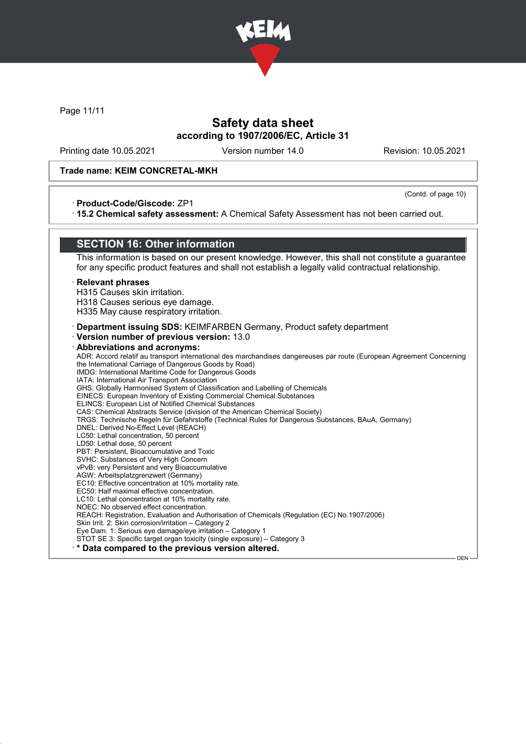**Trade name: KEIM CONCRETAL-MKH**

(Contd. of page 10)

· **Product-Code/Giscode:** ZP1

· **15.2 Chemical safety assessment:** A Chemical Safety Assessment has not been carried out.

## SECTION 16: Other information

This information is based on our present knowledge. However, this shall not constitute a guarantee for any specific product features and shall not establish a legally valid contractual relationship.

· **Relevant phrases**

H315 Causes skin irritation.
H318 Causes serious eye damage.
H335 May cause respiratory irritation.

· **Department issuing SDS:** KEIMFARBEN Germany, Product safety department

· **Version number of previous version:** 13.0

· **Abbreviations and acronyms:**

ADR: Accord relatif au transport international des marchandises dangereuses par route (European Agreement Concerning the International Carriage of Dangerous Goods by Road)
IMDG: International Maritime Code for Dangerous Goods
IATA: International Air Transport Association
GHS: Globally Harmonised System of Classification and Labelling of Chemicals
EINECS: European Inventory of Existing Commercial Chemical Substances
ELINCS: European List of Notified Chemical Substances
CAS: Chemical Abstracts Service (division of the American Chemical Society)
TRGS: Technische Regeln für Gefahrstoffe (Technical Rules for Dangerous Substances, BAuA, Germany)
DNEL: Derived No-Effect Level (REACH)
LC50: Lethal concentration, 50 percent
LD50: Lethal dose, 50 percent
PBT: Persistent, Bioaccumulative and Toxic
SVHC: Substances of Very High Concern
vPvB: very Persistent and very Bioaccumulative
AGW: Arbeitsplatzgrenzwert (Germany)
EC10: Effective concentration at 10% mortality rate.
EC50: Half maximal effective concentration.
LC10: Lethal concentration at 10% mortality rate.
NOEC: No observed effect concentration.
REACH: Registration, Evaluation and Authorisation of Chemicals (Regulation (EC) No.1907/2006)
Skin Irrit. 2: Skin corrosion/irritation – Category 2
Eye Dam. 1: Serious eye damage/eye irritation – Category 1
STOT SE 3: Specific target organ toxicity (single exposure) – Category 3

· **\* Data compared to the previous version altered.**

DEN